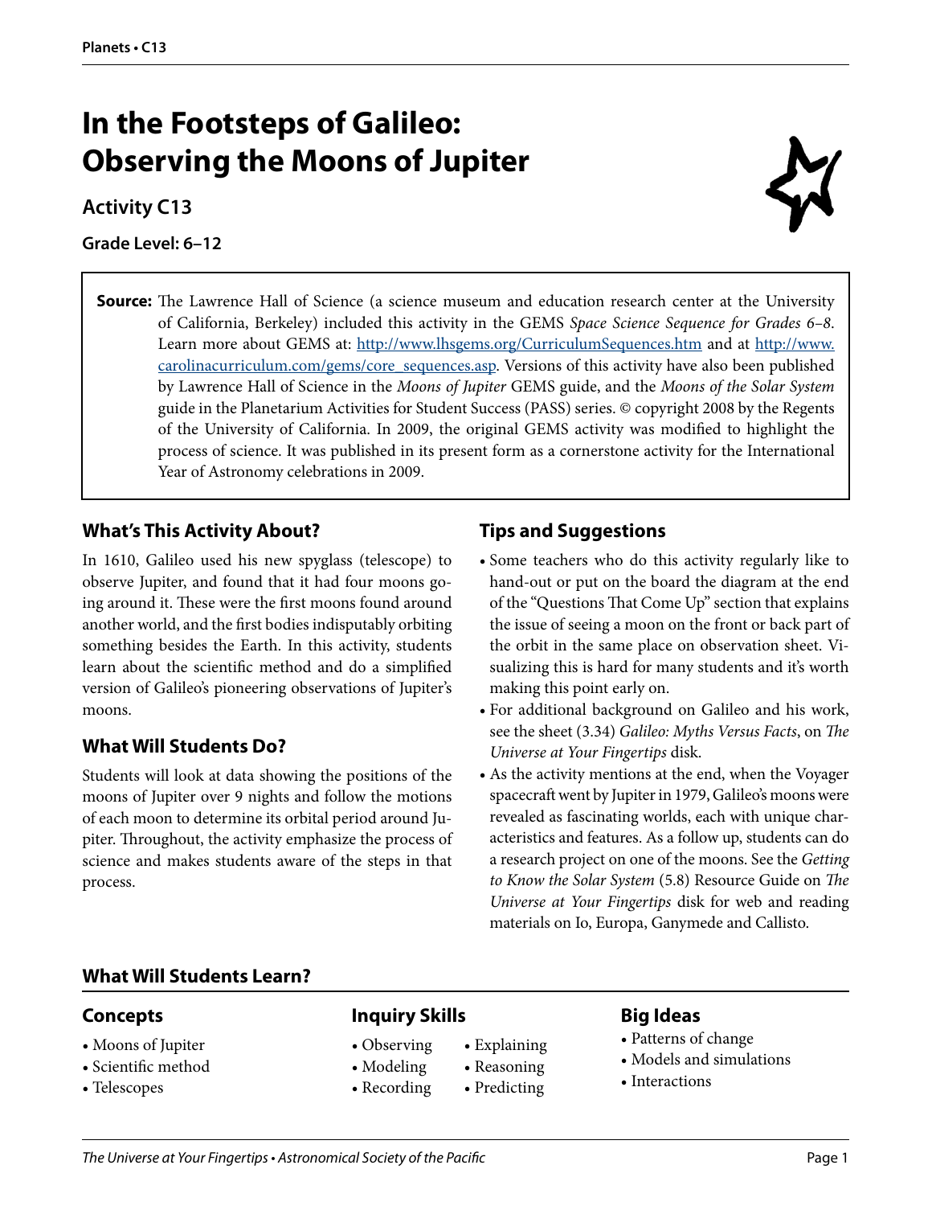# In the Footsteps of Galileo: Observing the Moons of Jupiter

## Activity C13

**Grade Level: 6–12**

**Source:** The Lawrence Hall of Science (a science museum and education research center at the University of California, Berkeley) included this activity in the GEMS *Space Science Sequence for Grades 6–8*. Learn more about GEMS at: http://www.lhsgems.org/CurriculumSequences.htm and at http://www.carolinacurriculum.com/gems/core_sequences.asp. Versions of this activity have also been published by Lawrence Hall of Science in the *Moons of Jupiter* GEMS guide, and the *Moons of the Solar System* guide in the Planetarium Activities for Student Success (PASS) series. © copyright 2008 by the Regents of the University of California. In 2009, the original GEMS activity was modified to highlight the process of science. It was published in its present form as a cornerstone activity for the International Year of Astronomy celebrations in 2009.

### What's This Activity About?

In 1610, Galileo used his new spyglass (telescope) to observe Jupiter, and found that it had four moons going around it. These were the first moons found around another world, and the first bodies indisputably orbiting something besides the Earth. In this activity, students learn about the scientific method and do a simplified version of Galileo's pioneering observations of Jupiter's moons.

### What Will Students Do?

Students will look at data showing the positions of the moons of Jupiter over 9 nights and follow the motions of each moon to determine its orbital period around Jupiter. Throughout, the activity emphasize the process of science and makes students aware of the steps in that process.

### Tips and Suggestions

- Some teachers who do this activity regularly like to hand-out or put on the board the diagram at the end of the "Questions That Come Up" section that explains the issue of seeing a moon on the front or back part of the orbit in the same place on observation sheet. Visualizing this is hard for many students and it's worth making this point early on.
- For additional background on Galileo and his work, see the sheet (3.34) *Galileo: Myths Versus Facts*, on *The Universe at Your Fingertips* disk.
- As the activity mentions at the end, when the Voyager spacecraft went by Jupiter in 1979, Galileo's moons were revealed as fascinating worlds, each with unique characteristics and features. As a follow up, students can do a research project on one of the moons. See the *Getting to Know the Solar System* (5.8) Resource Guide on *The Universe at Your Fingertips* disk for web and reading materials on Io, Europa, Ganymede and Callisto.

## What Will Students Learn?

### Concepts

- Moons of Jupiter
- Scientific method
- Telescopes

### Inquiry Skills

- Observing
- Modeling
- Recording
- Explaining
- Reasoning
- Predicting

### Big Ideas

- Patterns of change
- Models and simulations
- Interactions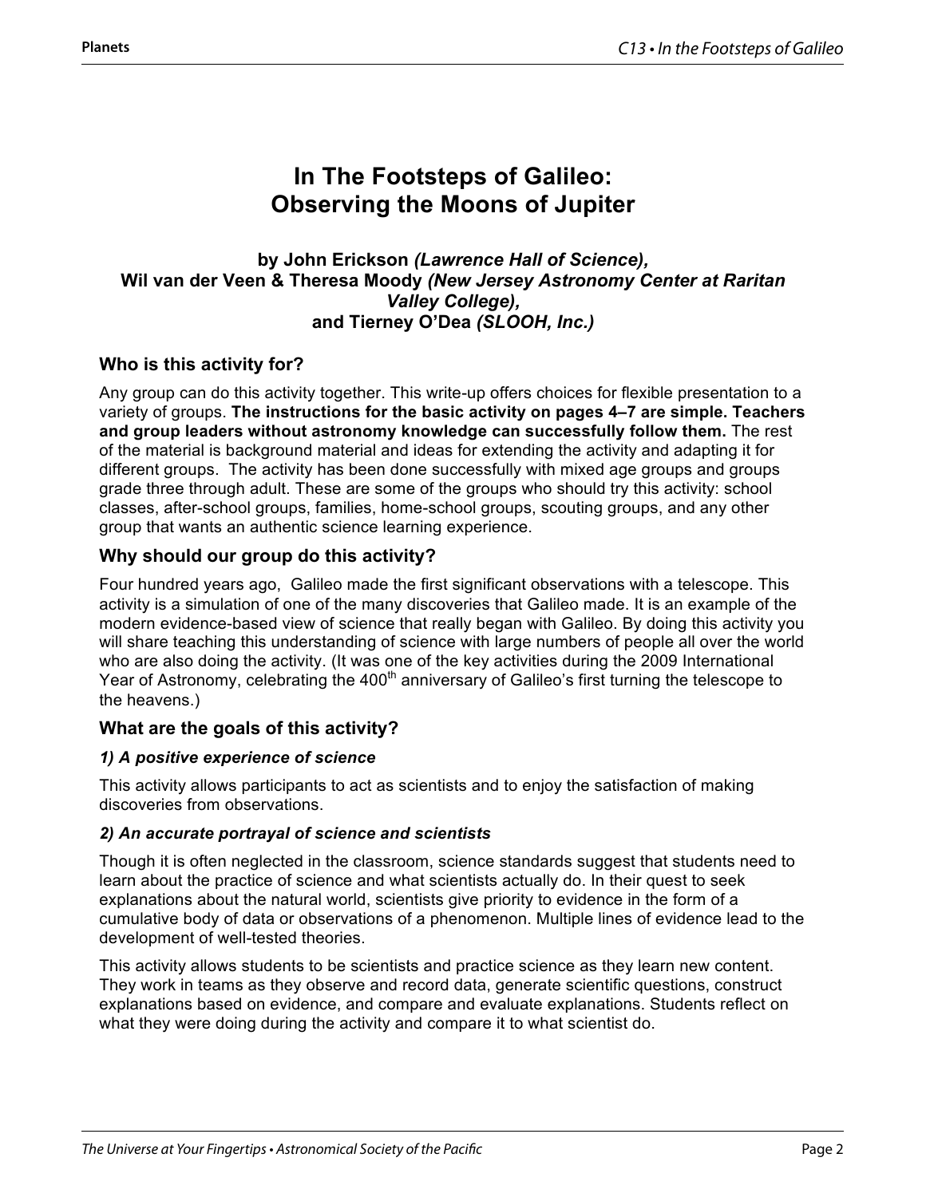# In The Footsteps of Galileo: Observing the Moons of Jupiter

**by John Erickson *(Lawrence Hall of Science),***
**Wil van der Veen & Theresa Moody *(New Jersey Astronomy Center at Raritan Valley College),***
**and Tierney O'Dea *(SLOOH, Inc.)***

## Who is this activity for?

Any group can do this activity together. This write-up offers choices for flexible presentation to a variety of groups. **The instructions for the basic activity on pages 4–7 are simple. Teachers and group leaders without astronomy knowledge can successfully follow them.** The rest of the material is background material and ideas for extending the activity and adapting it for different groups. The activity has been done successfully with mixed age groups and groups grade three through adult. These are some of the groups who should try this activity: school classes, after-school groups, families, home-school groups, scouting groups, and any other group that wants an authentic science learning experience.

## Why should our group do this activity?

Four hundred years ago, Galileo made the first significant observations with a telescope. This activity is a simulation of one of the many discoveries that Galileo made. It is an example of the modern evidence-based view of science that really began with Galileo. By doing this activity you will share teaching this understanding of science with large numbers of people all over the world who are also doing the activity. (It was one of the key activities during the 2009 International Year of Astronomy, celebrating the 400th anniversary of Galileo's first turning the telescope to the heavens.)

## What are the goals of this activity?

### *1) A positive experience of science*

This activity allows participants to act as scientists and to enjoy the satisfaction of making discoveries from observations.

### *2) An accurate portrayal of science and scientists*

Though it is often neglected in the classroom, science standards suggest that students need to learn about the practice of science and what scientists actually do. In their quest to seek explanations about the natural world, scientists give priority to evidence in the form of a cumulative body of data or observations of a phenomenon. Multiple lines of evidence lead to the development of well-tested theories.

This activity allows students to be scientists and practice science as they learn new content. They work in teams as they observe and record data, generate scientific questions, construct explanations based on evidence, and compare and evaluate explanations. Students reflect on what they were doing during the activity and compare it to what scientist do.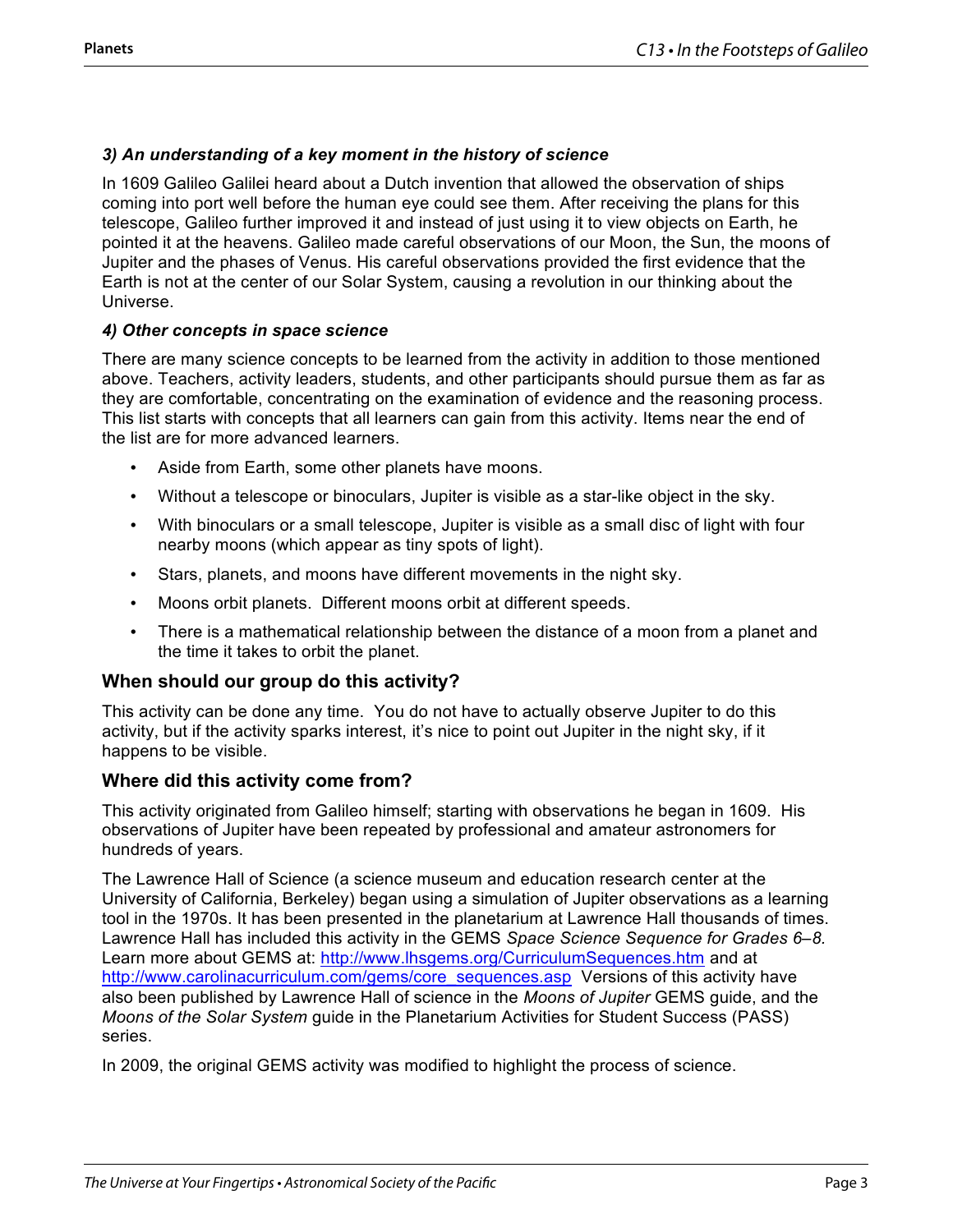### *3) An understanding of a key moment in the history of science*

In 1609 Galileo Galilei heard about a Dutch invention that allowed the observation of ships coming into port well before the human eye could see them. After receiving the plans for this telescope, Galileo further improved it and instead of just using it to view objects on Earth, he pointed it at the heavens. Galileo made careful observations of our Moon, the Sun, the moons of Jupiter and the phases of Venus. His careful observations provided the first evidence that the Earth is not at the center of our Solar System, causing a revolution in our thinking about the Universe.

### *4) Other concepts in space science*

There are many science concepts to be learned from the activity in addition to those mentioned above. Teachers, activity leaders, students, and other participants should pursue them as far as they are comfortable, concentrating on the examination of evidence and the reasoning process. This list starts with concepts that all learners can gain from this activity. Items near the end of the list are for more advanced learners.

- Aside from Earth, some other planets have moons.
- Without a telescope or binoculars, Jupiter is visible as a star-like object in the sky.
- With binoculars or a small telescope, Jupiter is visible as a small disc of light with four nearby moons (which appear as tiny spots of light).
- Stars, planets, and moons have different movements in the night sky.
- Moons orbit planets. Different moons orbit at different speeds.
- There is a mathematical relationship between the distance of a moon from a planet and the time it takes to orbit the planet.

## When should our group do this activity?

This activity can be done any time. You do not have to actually observe Jupiter to do this activity, but if the activity sparks interest, it's nice to point out Jupiter in the night sky, if it happens to be visible.

## Where did this activity come from?

This activity originated from Galileo himself; starting with observations he began in 1609. His observations of Jupiter have been repeated by professional and amateur astronomers for hundreds of years.

The Lawrence Hall of Science (a science museum and education research center at the University of California, Berkeley) began using a simulation of Jupiter observations as a learning tool in the 1970s. It has been presented in the planetarium at Lawrence Hall thousands of times. Lawrence Hall has included this activity in the GEMS *Space Science Sequence for Grades 6–8.* Learn more about GEMS at: [http://www.lhsgems.org/CurriculumSequences.htm](http://www.lhsgems.org/CurriculumSequences.htm) and at [http://www.carolinacurriculum.com/gems/core_sequences.asp](http://www.carolinacurriculum.com/gems/core_sequences.asp) Versions of this activity have also been published by Lawrence Hall of science in the *Moons of Jupiter* GEMS guide, and the *Moons of the Solar System* guide in the Planetarium Activities for Student Success (PASS) series.

In 2009, the original GEMS activity was modified to highlight the process of science.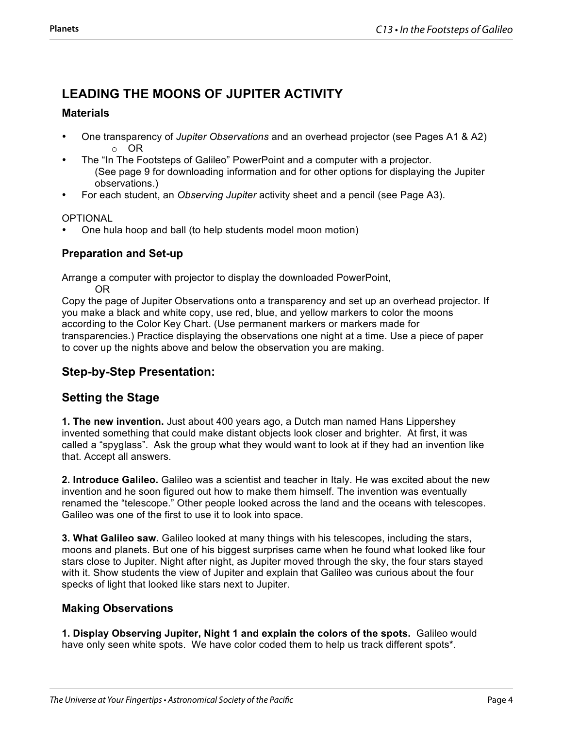## LEADING THE MOONS OF JUPITER ACTIVITY

### Materials

- One transparency of *Jupiter Observations* and an overhead projector (see Pages A1 & A2)
  - OR
- The "In The Footsteps of Galileo" PowerPoint and a computer with a projector. (See page 9 for downloading information and for other options for displaying the Jupiter observations.)
- For each student, an *Observing Jupiter* activity sheet and a pencil (see Page A3).

OPTIONAL

- One hula hoop and ball (to help students model moon motion)

### Preparation and Set-up

Arrange a computer with projector to display the downloaded PowerPoint,

OR

Copy the page of Jupiter Observations onto a transparency and set up an overhead projector. If you make a black and white copy, use red, blue, and yellow markers to color the moons according to the Color Key Chart. (Use permanent markers or markers made for transparencies.) Practice displaying the observations one night at a time. Use a piece of paper to cover up the nights above and below the observation you are making.

## Step-by-Step Presentation:

## Setting the Stage

**1. The new invention.** Just about 400 years ago, a Dutch man named Hans Lippershey invented something that could make distant objects look closer and brighter. At first, it was called a "spyglass". Ask the group what they would want to look at if they had an invention like that. Accept all answers.

**2. Introduce Galileo.** Galileo was a scientist and teacher in Italy. He was excited about the new invention and he soon figured out how to make them himself. The invention was eventually renamed the "telescope." Other people looked across the land and the oceans with telescopes. Galileo was one of the first to use it to look into space.

**3. What Galileo saw.** Galileo looked at many things with his telescopes, including the stars, moons and planets. But one of his biggest surprises came when he found what looked like four stars close to Jupiter. Night after night, as Jupiter moved through the sky, the four stars stayed with it. Show students the view of Jupiter and explain that Galileo was curious about the four specks of light that looked like stars next to Jupiter.

### Making Observations

**1. Display Observing Jupiter, Night 1 and explain the colors of the spots.** Galileo would have only seen white spots. We have color coded them to help us track different spots*.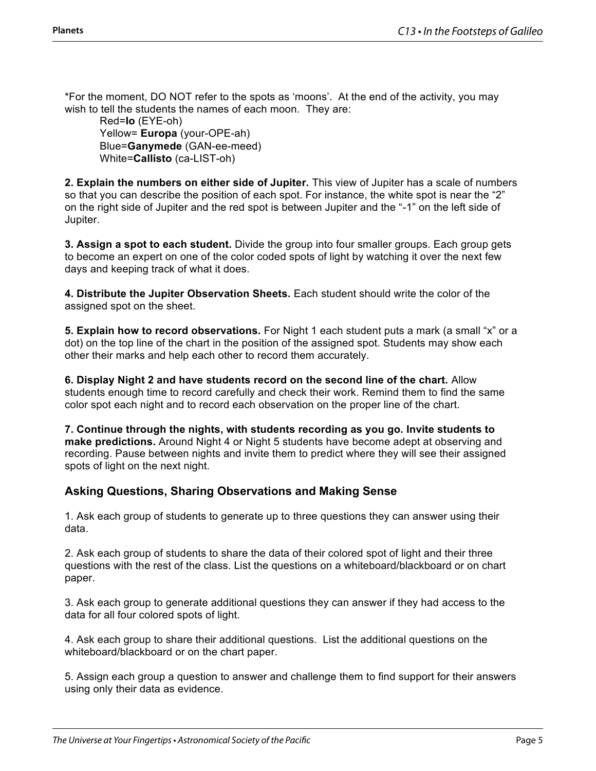*For the moment, DO NOT refer to the spots as 'moons'. At the end of the activity, you may wish to tell the students the names of each moon. They are:

Red=**Io** (EYE-oh)
Yellow= **Europa** (your-OPE-ah)
Blue=**Ganymede** (GAN-ee-meed)
White=**Callisto** (ca-LIST-oh)

**2. Explain the numbers on either side of Jupiter.** This view of Jupiter has a scale of numbers so that you can describe the position of each spot. For instance, the white spot is near the "2" on the right side of Jupiter and the red spot is between Jupiter and the "-1" on the left side of Jupiter.

**3. Assign a spot to each student.** Divide the group into four smaller groups. Each group gets to become an expert on one of the color coded spots of light by watching it over the next few days and keeping track of what it does.

**4. Distribute the Jupiter Observation Sheets.** Each student should write the color of the assigned spot on the sheet.

**5. Explain how to record observations.** For Night 1 each student puts a mark (a small "x" or a dot) on the top line of the chart in the position of the assigned spot. Students may show each other their marks and help each other to record them accurately.

**6. Display Night 2 and have students record on the second line of the chart.** Allow students enough time to record carefully and check their work. Remind them to find the same color spot each night and to record each observation on the proper line of the chart.

**7. Continue through the nights, with students recording as you go. Invite students to make predictions.** Around Night 4 or Night 5 students have become adept at observing and recording. Pause between nights and invite them to predict where they will see their assigned spots of light on the next night.

## Asking Questions, Sharing Observations and Making Sense

1. Ask each group of students to generate up to three questions they can answer using their data.

2. Ask each group of students to share the data of their colored spot of light and their three questions with the rest of the class. List the questions on a whiteboard/blackboard or on chart paper.

3. Ask each group to generate additional questions they can answer if they had access to the data for all four colored spots of light.

4. Ask each group to share their additional questions. List the additional questions on the whiteboard/blackboard or on the chart paper.

5. Assign each group a question to answer and challenge them to find support for their answers using only their data as evidence.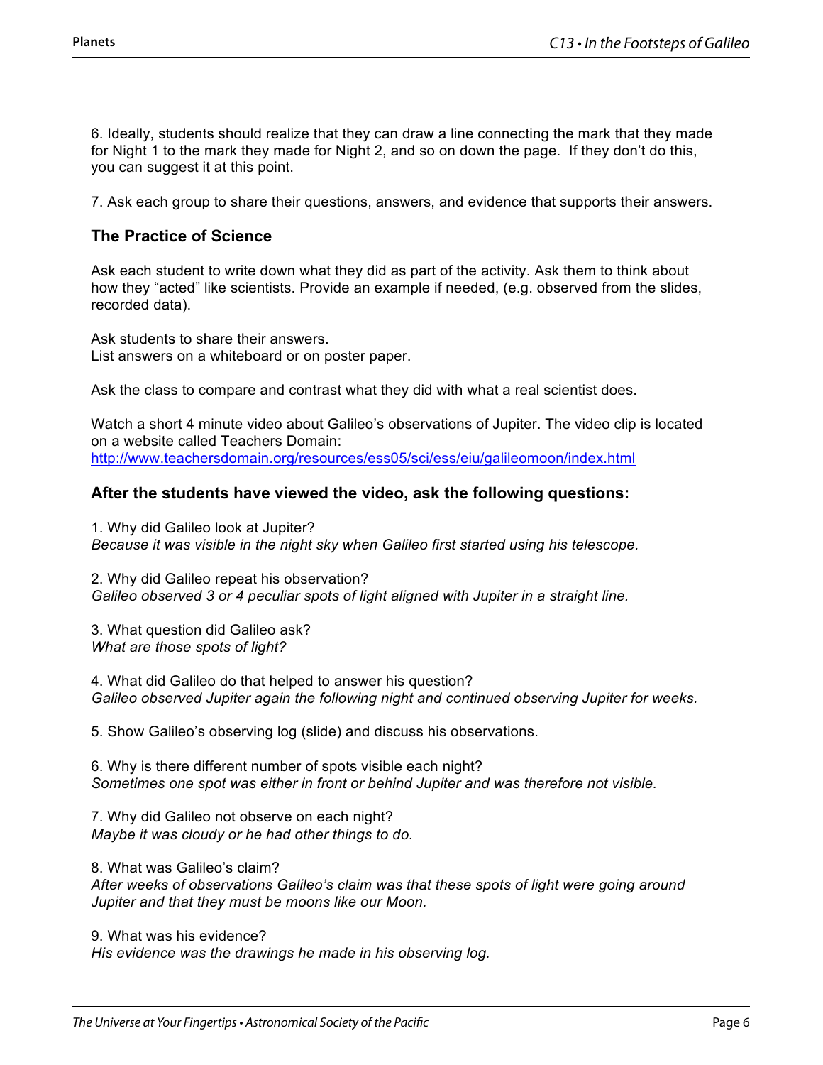6. Ideally, students should realize that they can draw a line connecting the mark that they made for Night 1 to the mark they made for Night 2, and so on down the page. If they don't do this, you can suggest it at this point.

7. Ask each group to share their questions, answers, and evidence that supports their answers.

### The Practice of Science

Ask each student to write down what they did as part of the activity. Ask them to think about how they "acted" like scientists. Provide an example if needed, (e.g. observed from the slides, recorded data).

Ask students to share their answers.
List answers on a whiteboard or on poster paper.

Ask the class to compare and contrast what they did with what a real scientist does.

Watch a short 4 minute video about Galileo's observations of Jupiter. The video clip is located on a website called Teachers Domain:
http://www.teachersdomain.org/resources/ess05/sci/ess/eiu/galileomoon/index.html

### After the students have viewed the video, ask the following questions:

1. Why did Galileo look at Jupiter?
*Because it was visible in the night sky when Galileo first started using his telescope.*

2. Why did Galileo repeat his observation?
*Galileo observed 3 or 4 peculiar spots of light aligned with Jupiter in a straight line.*

3. What question did Galileo ask?
*What are those spots of light?*

4. What did Galileo do that helped to answer his question?
*Galileo observed Jupiter again the following night and continued observing Jupiter for weeks.*

5. Show Galileo's observing log (slide) and discuss his observations.

6. Why is there different number of spots visible each night?
*Sometimes one spot was either in front or behind Jupiter and was therefore not visible.*

7. Why did Galileo not observe on each night?
*Maybe it was cloudy or he had other things to do.*

8. What was Galileo's claim?
*After weeks of observations Galileo's claim was that these spots of light were going around Jupiter and that they must be moons like our Moon.*

9. What was his evidence?
*His evidence was the drawings he made in his observing log.*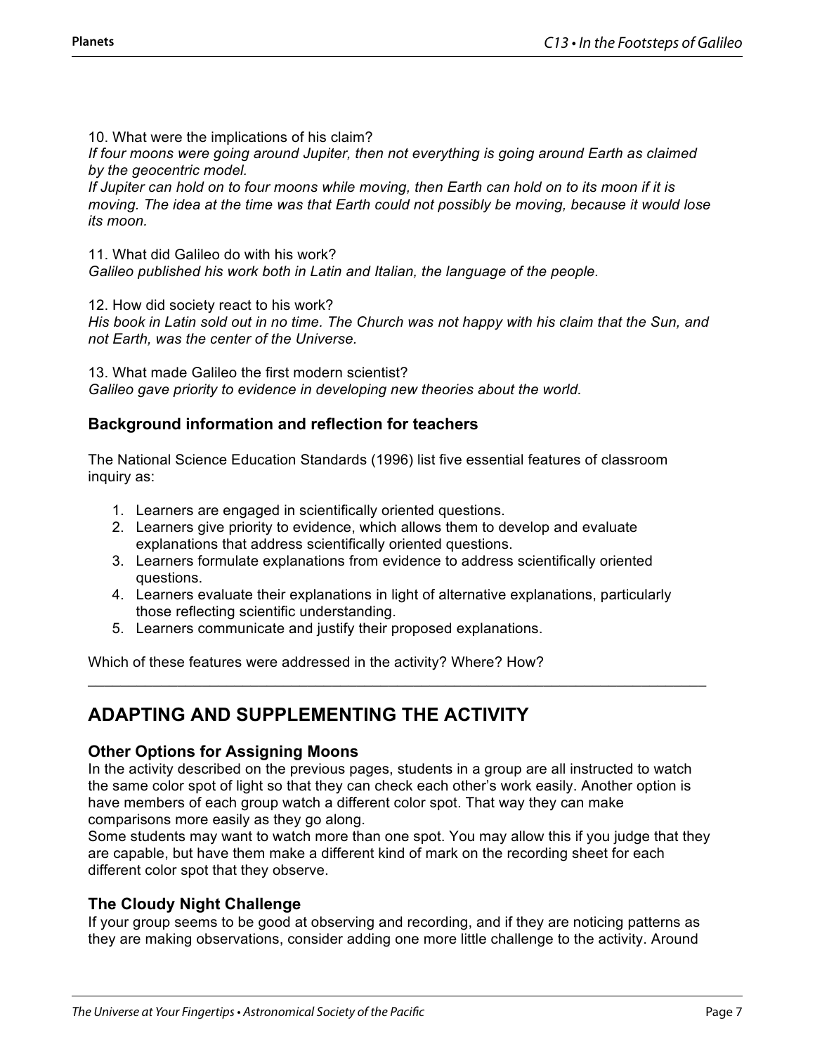10. What were the implications of his claim?
*If four moons were going around Jupiter, then not everything is going around Earth as claimed by the geocentric model.*
*If Jupiter can hold on to four moons while moving, then Earth can hold on to its moon if it is moving. The idea at the time was that Earth could not possibly be moving, because it would lose its moon.*

11. What did Galileo do with his work?
*Galileo published his work both in Latin and Italian, the language of the people.*

12. How did society react to his work?
*His book in Latin sold out in no time. The Church was not happy with his claim that the Sun, and not Earth, was the center of the Universe.*

13. What made Galileo the first modern scientist?
*Galileo gave priority to evidence in developing new theories about the world.*

### Background information and reflection for teachers

The National Science Education Standards (1996) list five essential features of classroom inquiry as:

1. Learners are engaged in scientifically oriented questions.
2. Learners give priority to evidence, which allows them to develop and evaluate explanations that address scientifically oriented questions.
3. Learners formulate explanations from evidence to address scientifically oriented questions.
4. Learners evaluate their explanations in light of alternative explanations, particularly those reflecting scientific understanding.
5. Learners communicate and justify their proposed explanations.

Which of these features were addressed in the activity? Where? How?

---

## ADAPTING AND SUPPLEMENTING THE ACTIVITY

### Other Options for Assigning Moons

In the activity described on the previous pages, students in a group are all instructed to watch the same color spot of light so that they can check each other's work easily. Another option is have members of each group watch a different color spot. That way they can make comparisons more easily as they go along.
Some students may want to watch more than one spot. You may allow this if you judge that they are capable, but have them make a different kind of mark on the recording sheet for each different color spot that they observe.

### The Cloudy Night Challenge

If your group seems to be good at observing and recording, and if they are noticing patterns as they are making observations, consider adding one more little challenge to the activity. Around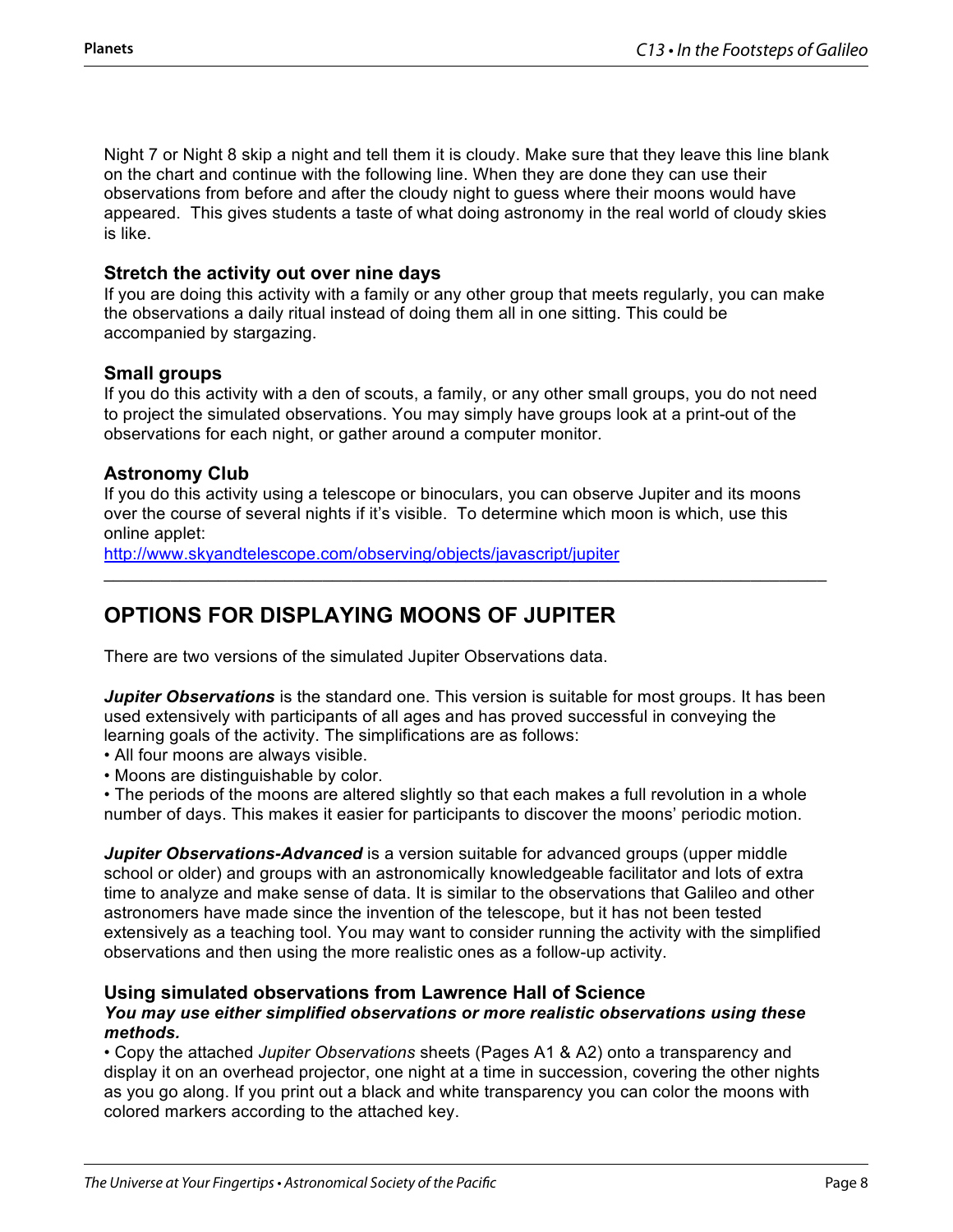Night 7 or Night 8 skip a night and tell them it is cloudy. Make sure that they leave this line blank on the chart and continue with the following line. When they are done they can use their observations from before and after the cloudy night to guess where their moons would have appeared. This gives students a taste of what doing astronomy in the real world of cloudy skies is like.

### Stretch the activity out over nine days

If you are doing this activity with a family or any other group that meets regularly, you can make the observations a daily ritual instead of doing them all in one sitting. This could be accompanied by stargazing.

### Small groups

If you do this activity with a den of scouts, a family, or any other small groups, you do not need to project the simulated observations. You may simply have groups look at a print-out of the observations for each night, or gather around a computer monitor.

### Astronomy Club

If you do this activity using a telescope or binoculars, you can observe Jupiter and its moons over the course of several nights if it's visible. To determine which moon is which, use this online applet:
http://www.skyandtelescope.com/observing/objects/javascript/jupiter

---

## OPTIONS FOR DISPLAYING MOONS OF JUPITER

There are two versions of the simulated Jupiter Observations data.

***Jupiter Observations*** is the standard one. This version is suitable for most groups. It has been used extensively with participants of all ages and has proved successful in conveying the learning goals of the activity. The simplifications are as follows:

- All four moons are always visible.
- Moons are distinguishable by color.
- The periods of the moons are altered slightly so that each makes a full revolution in a whole number of days. This makes it easier for participants to discover the moons' periodic motion.

***Jupiter Observations-Advanced*** is a version suitable for advanced groups (upper middle school or older) and groups with an astronomically knowledgeable facilitator and lots of extra time to analyze and make sense of data. It is similar to the observations that Galileo and other astronomers have made since the invention of the telescope, but it has not been tested extensively as a teaching tool. You may want to consider running the activity with the simplified observations and then using the more realistic ones as a follow-up activity.

### Using simulated observations from Lawrence Hall of Science

***You may use either simplified observations or more realistic observations using these methods.***

- Copy the attached *Jupiter Observations* sheets (Pages A1 & A2) onto a transparency and display it on an overhead projector, one night at a time in succession, covering the other nights as you go along. If you print out a black and white transparency you can color the moons with colored markers according to the attached key.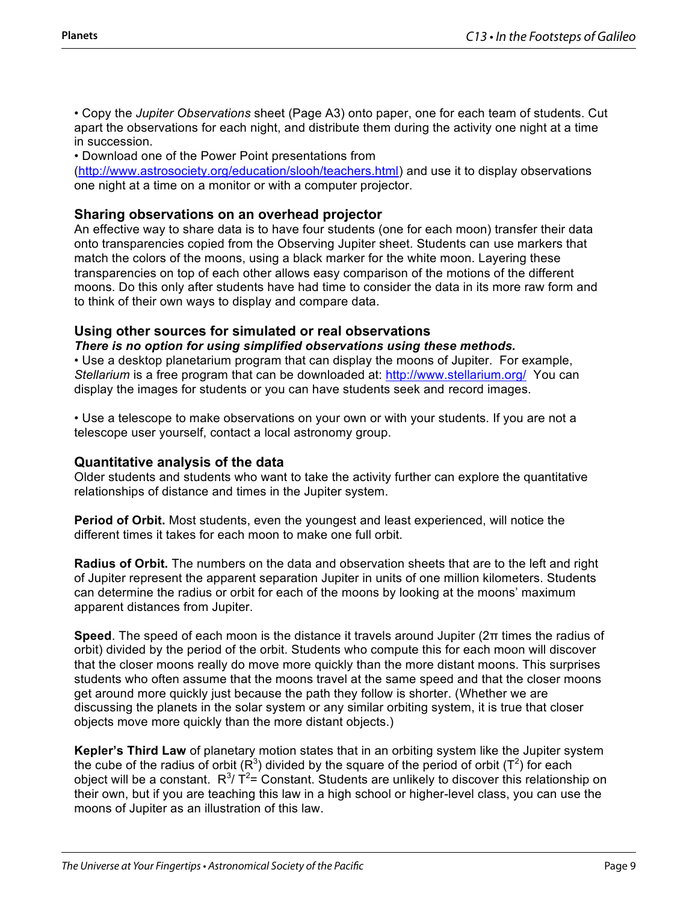• Copy the *Jupiter Observations* sheet (Page A3) onto paper, one for each team of students. Cut apart the observations for each night, and distribute them during the activity one night at a time in succession.

• Download one of the Power Point presentations from (http://www.astrosociety.org/education/slooh/teachers.html) and use it to display observations one night at a time on a monitor or with a computer projector.

### Sharing observations on an overhead projector

An effective way to share data is to have four students (one for each moon) transfer their data onto transparencies copied from the Observing Jupiter sheet. Students can use markers that match the colors of the moons, using a black marker for the white moon. Layering these transparencies on top of each other allows easy comparison of the motions of the different moons. Do this only after students have had time to consider the data in its more raw form and to think of their own ways to display and compare data.

### Using other sources for simulated or real observations

***There is no option for using simplified observations using these methods.***

• Use a desktop planetarium program that can display the moons of Jupiter. For example, *Stellarium* is a free program that can be downloaded at: http://www.stellarium.org/ You can display the images for students or you can have students seek and record images.

• Use a telescope to make observations on your own or with your students. If you are not a telescope user yourself, contact a local astronomy group.

### Quantitative analysis of the data

Older students and students who want to take the activity further can explore the quantitative relationships of distance and times in the Jupiter system.

**Period of Orbit.** Most students, even the youngest and least experienced, will notice the different times it takes for each moon to make one full orbit.

**Radius of Orbit.** The numbers on the data and observation sheets that are to the left and right of Jupiter represent the apparent separation Jupiter in units of one million kilometers. Students can determine the radius or orbit for each of the moons by looking at the moons' maximum apparent distances from Jupiter.

**Speed**. The speed of each moon is the distance it travels around Jupiter (2π times the radius of orbit) divided by the period of the orbit. Students who compute this for each moon will discover that the closer moons really do move more quickly than the more distant moons. This surprises students who often assume that the moons travel at the same speed and that the closer moons get around more quickly just because the path they follow is shorter. (Whether we are discussing the planets in the solar system or any similar orbiting system, it is true that closer objects move more quickly than the more distant objects.)

**Kepler's Third Law** of planetary motion states that in an orbiting system like the Jupiter system the cube of the radius of orbit ($R^3$) divided by the square of the period of orbit ($T^2$) for each object will be a constant. $R^3/T^2$= Constant. Students are unlikely to discover this relationship on their own, but if you are teaching this law in a high school or higher-level class, you can use the moons of Jupiter as an illustration of this law.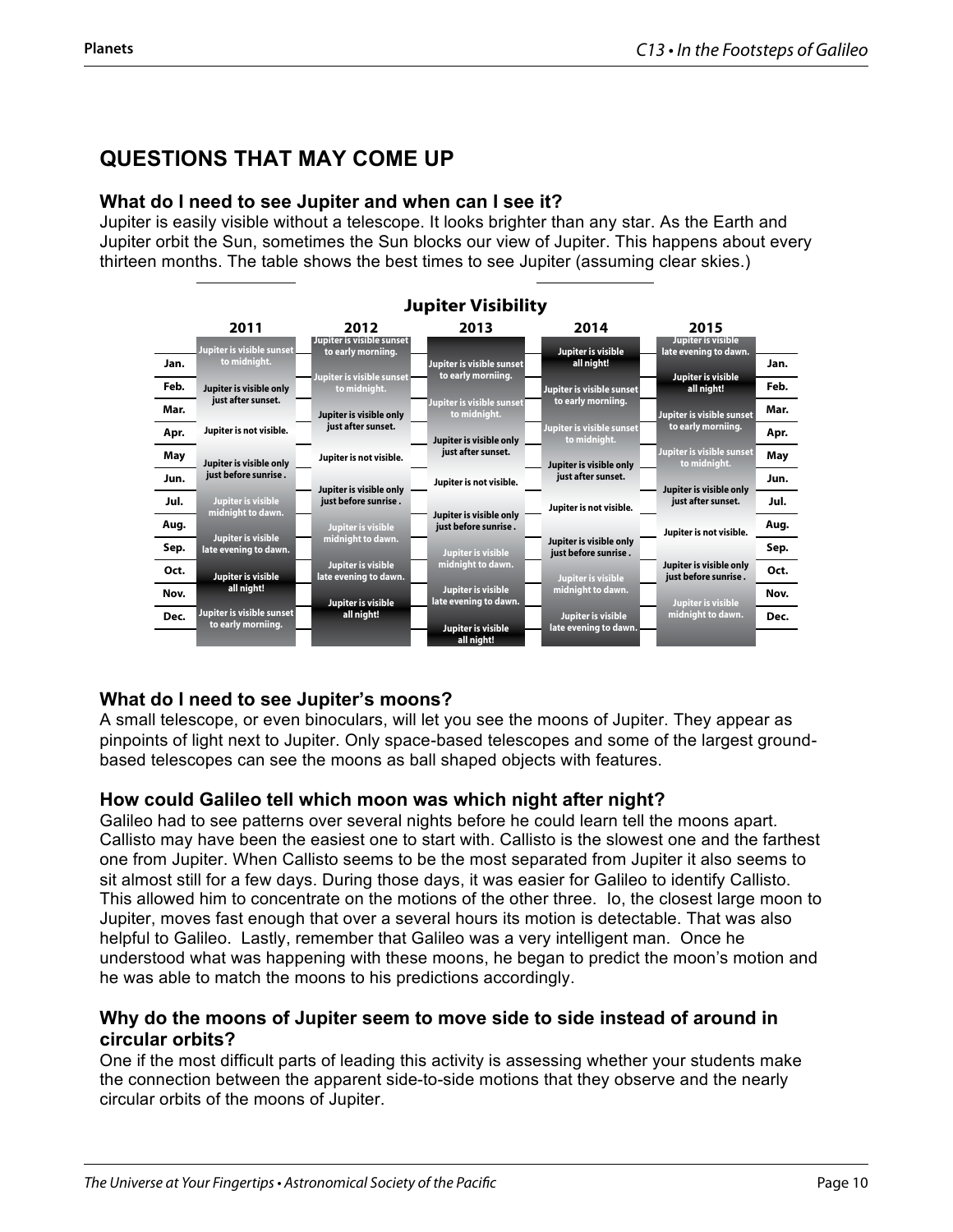## QUESTIONS THAT MAY COME UP

### What do I need to see Jupiter and when can I see it?

Jupiter is easily visible without a telescope. It looks brighter than any star. As the Earth and Jupiter orbit the Sun, sometimes the Sun blocks our view of Jupiter. This happens about every thirteen months. The table shows the best times to see Jupiter (assuming clear skies.)

**Jupiter Visibility**

Months shown down both sides of the chart: Jan., Feb., Mar., Apr., May, Jun., Jul., Aug., Sep., Oct., Nov., Dec.

Visibility by year, in order from January to December:

**2011**
- Jupiter is visible sunset to midnight.
- Jupiter is visible only just after sunset.
- Jupiter is not visible.
- Jupiter is visible only just before sunrise .
- Jupiter is visible midnight to dawn.
- Jupiter is visible late evening to dawn.
- Jupiter is visible all night!
- Jupiter is visible sunset to early morniing.

**2012**
- Jupiter is visible sunset to early morniing.
- Jupiter is visible sunset to midnight.
- Jupiter is visible only just after sunset.
- Jupiter is not visible.
- Jupiter is visible only just before sunrise .
- Jupiter is visible midnight to dawn.
- Jupiter is visible late evening to dawn.
- Jupiter is visible all night!

**2013**
- Jupiter is visible sunset to early morniing.
- Jupiter is visible sunset to midnight.
- Jupiter is visible only just after sunset.
- Jupiter is not visible.
- Jupiter is visible only just before sunrise .
- Jupiter is visible midnight to dawn.
- Jupiter is visible late evening to dawn.
- Jupiter is visible all night!

**2014**
- Jupiter is visible all night!
- Jupiter is visible sunset to early morniing.
- Jupiter is visible sunset to midnight.
- Jupiter is visible only just after sunset.
- Jupiter is not visible.
- Jupiter is visible only just before sunrise .
- Jupiter is visible midnight to dawn.
- Jupiter is visible late evening to dawn.

**2015**
- Jupiter is visible late evening to dawn.
- Jupiter is visible all night!
- Jupiter is visible sunset to early morniing.
- Jupiter is visible sunset to midnight.
- Jupiter is visible only just after sunset.
- Jupiter is not visible.
- Jupiter is visible only just before sunrise .
- Jupiter is visible midnight to dawn.

### What do I need to see Jupiter's moons?

A small telescope, or even binoculars, will let you see the moons of Jupiter. They appear as pinpoints of light next to Jupiter. Only space-based telescopes and some of the largest ground-based telescopes can see the moons as ball shaped objects with features.

### How could Galileo tell which moon was which night after night?

Galileo had to see patterns over several nights before he could learn tell the moons apart. Callisto may have been the easiest one to start with. Callisto is the slowest one and the farthest one from Jupiter. When Callisto seems to be the most separated from Jupiter it also seems to sit almost still for a few days. During those days, it was easier for Galileo to identify Callisto. This allowed him to concentrate on the motions of the other three. Io, the closest large moon to Jupiter, moves fast enough that over a several hours its motion is detectable. That was also helpful to Galileo. Lastly, remember that Galileo was a very intelligent man. Once he understood what was happening with these moons, he began to predict the moon's motion and he was able to match the moons to his predictions accordingly.

### Why do the moons of Jupiter seem to move side to side instead of around in circular orbits?

One if the most difficult parts of leading this activity is assessing whether your students make the connection between the apparent side-to-side motions that they observe and the nearly circular orbits of the moons of Jupiter.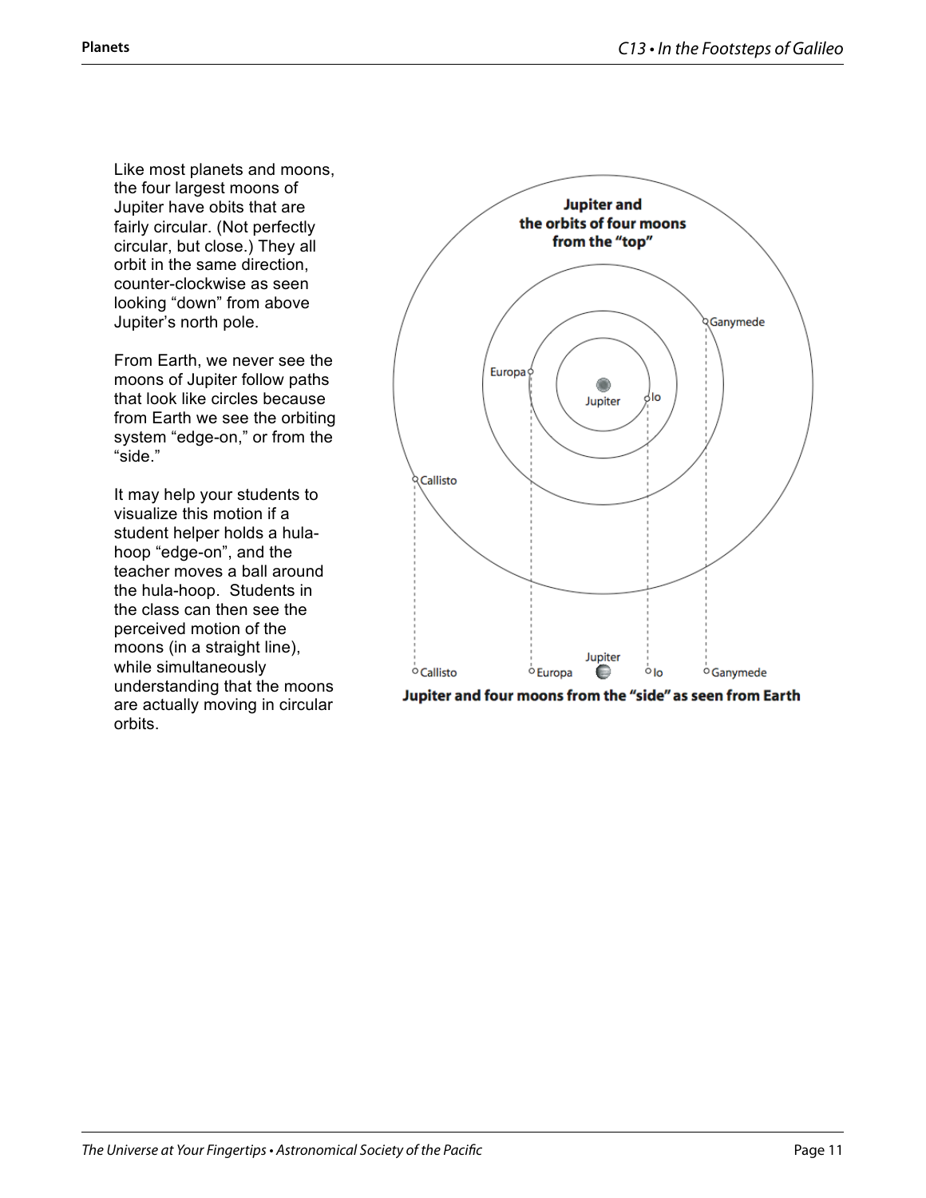Like most planets and moons, the four largest moons of Jupiter have obits that are fairly circular. (Not perfectly circular, but close.) They all orbit in the same direction, counter-clockwise as seen looking “down” from above Jupiter’s north pole.

From Earth, we never see the moons of Jupiter follow paths that look like circles because from Earth we see the orbiting system “edge-on,” or from the “side.”

It may help your students to visualize this motion if a student helper holds a hula-hoop “edge-on”, and the teacher moves a ball around the hula-hoop. Students in the class can then see the perceived motion of the moons (in a straight line), while simultaneously understanding that the moons are actually moving in circular orbits.

**Jupiter and the orbits of four moons from the “top”**

Europa, Ganymede, Jupiter, Io, Callisto

Callisto, Europa, Jupiter, Io, Ganymede

**Jupiter and four moons from the “side” as seen from Earth**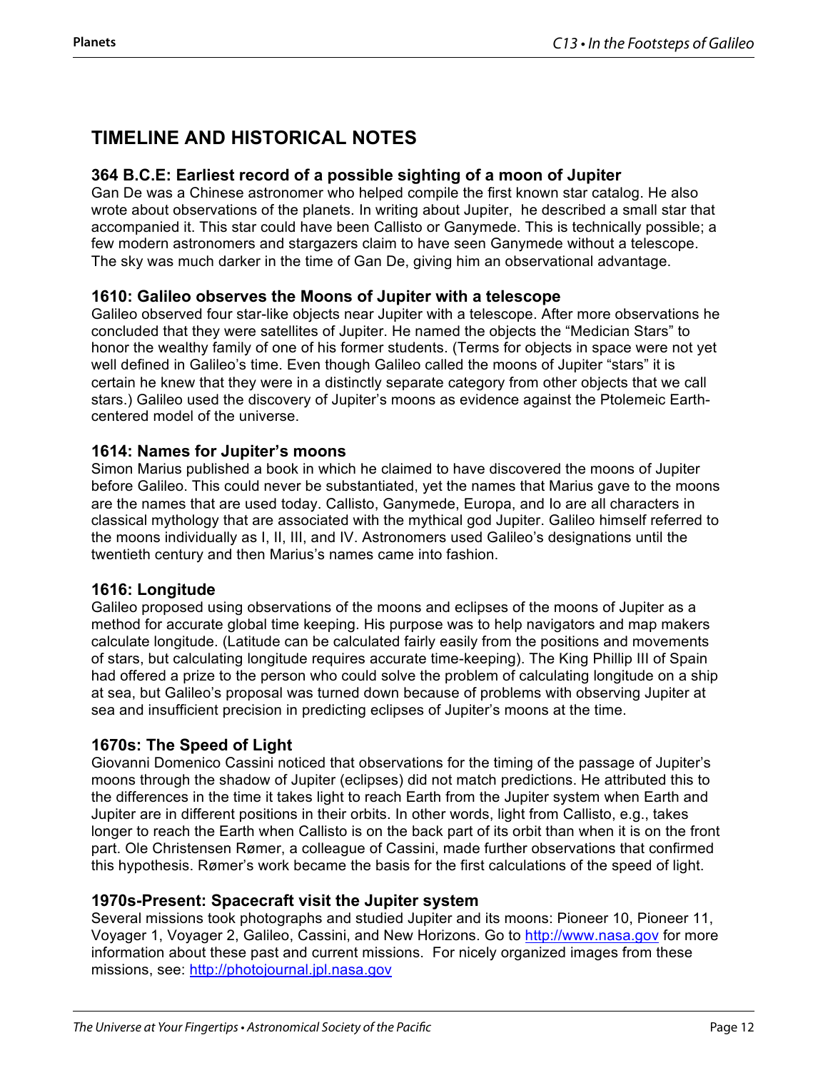# TIMELINE AND HISTORICAL NOTES

### 364 B.C.E: Earliest record of a possible sighting of a moon of Jupiter

Gan De was a Chinese astronomer who helped compile the first known star catalog. He also wrote about observations of the planets. In writing about Jupiter, he described a small star that accompanied it. This star could have been Callisto or Ganymede. This is technically possible; a few modern astronomers and stargazers claim to have seen Ganymede without a telescope. The sky was much darker in the time of Gan De, giving him an observational advantage.

### 1610: Galileo observes the Moons of Jupiter with a telescope

Galileo observed four star-like objects near Jupiter with a telescope. After more observations he concluded that they were satellites of Jupiter. He named the objects the "Medician Stars" to honor the wealthy family of one of his former students. (Terms for objects in space were not yet well defined in Galileo's time. Even though Galileo called the moons of Jupiter "stars" it is certain he knew that they were in a distinctly separate category from other objects that we call stars.) Galileo used the discovery of Jupiter's moons as evidence against the Ptolemeic Earth-centered model of the universe.

### 1614: Names for Jupiter's moons

Simon Marius published a book in which he claimed to have discovered the moons of Jupiter before Galileo. This could never be substantiated, yet the names that Marius gave to the moons are the names that are used today. Callisto, Ganymede, Europa, and Io are all characters in classical mythology that are associated with the mythical god Jupiter. Galileo himself referred to the moons individually as I, II, III, and IV. Astronomers used Galileo's designations until the twentieth century and then Marius's names came into fashion.

### 1616: Longitude

Galileo proposed using observations of the moons and eclipses of the moons of Jupiter as a method for accurate global time keeping. His purpose was to help navigators and map makers calculate longitude. (Latitude can be calculated fairly easily from the positions and movements of stars, but calculating longitude requires accurate time-keeping). The King Phillip III of Spain had offered a prize to the person who could solve the problem of calculating longitude on a ship at sea, but Galileo's proposal was turned down because of problems with observing Jupiter at sea and insufficient precision in predicting eclipses of Jupiter's moons at the time.

### 1670s: The Speed of Light

Giovanni Domenico Cassini noticed that observations for the timing of the passage of Jupiter's moons through the shadow of Jupiter (eclipses) did not match predictions. He attributed this to the differences in the time it takes light to reach Earth from the Jupiter system when Earth and Jupiter are in different positions in their orbits. In other words, light from Callisto, e.g., takes longer to reach the Earth when Callisto is on the back part of its orbit than when it is on the front part. Ole Christensen Rømer, a colleague of Cassini, made further observations that confirmed this hypothesis. Rømer's work became the basis for the first calculations of the speed of light.

### 1970s-Present: Spacecraft visit the Jupiter system

Several missions took photographs and studied Jupiter and its moons: Pioneer 10, Pioneer 11, Voyager 1, Voyager 2, Galileo, Cassini, and New Horizons. Go to http://www.nasa.gov for more information about these past and current missions. For nicely organized images from these missions, see: http://photojournal.jpl.nasa.gov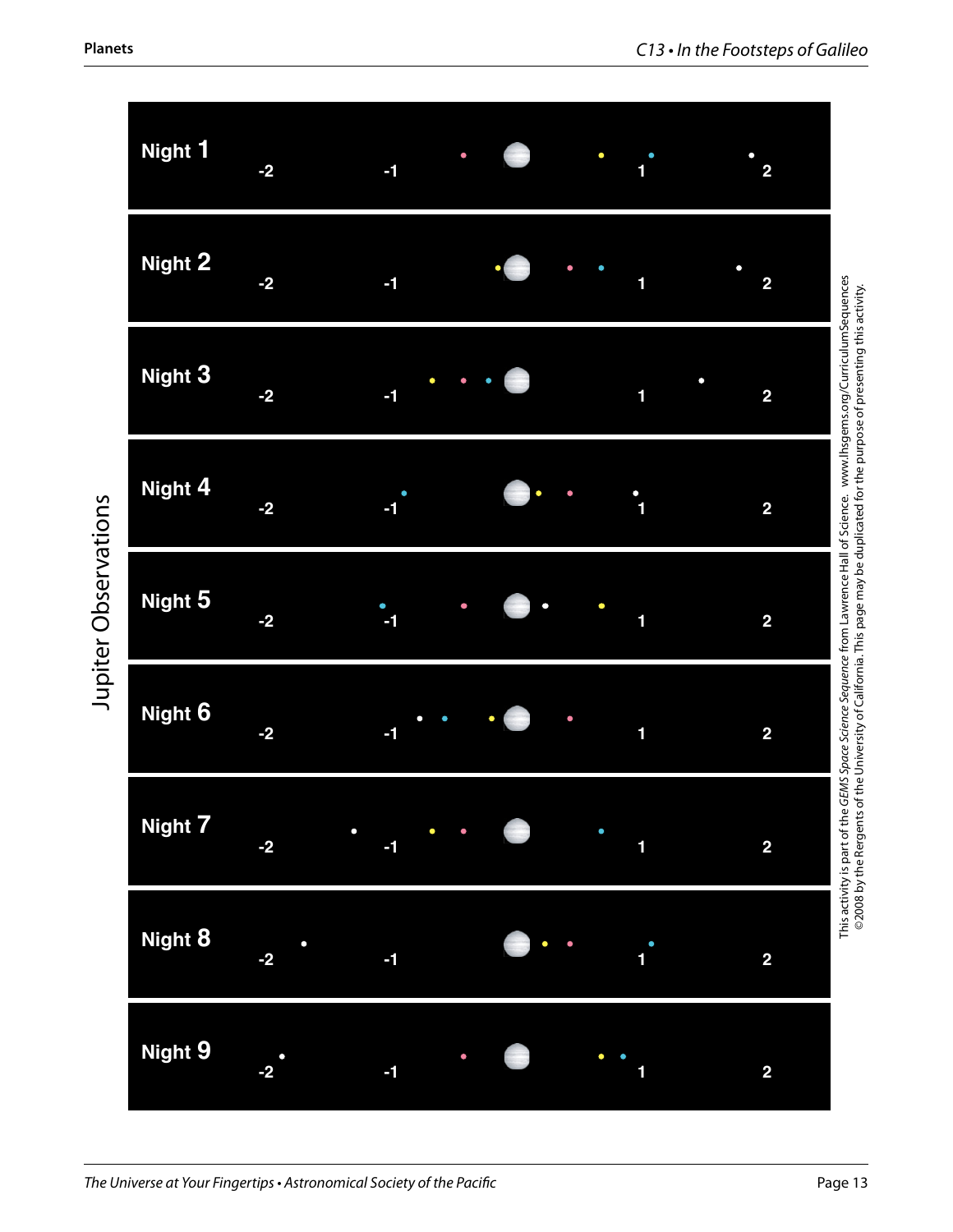# Jupiter Observations

**Night 1**

-2 -1 1 2

**Night 2**

-2 -1 1 2

**Night 3**

-2 -1 1 2

**Night 4**

-2 -1 1 2

**Night 5**

-2 -1 1 2

**Night 6**

-2 -1 1 2

**Night 7**

-2 -1 1 2

**Night 8**

-2 -1 1 2

**Night 9**

-2 -1 1 2

This activity is part of the *GEMS Space Science Sequence* from Lawrence Hall of Science. www.lhsgems.org/CurriculumSequences
©2008 by the Regents of the University of California. This page may be duplicated for the purpose of presenting this activity.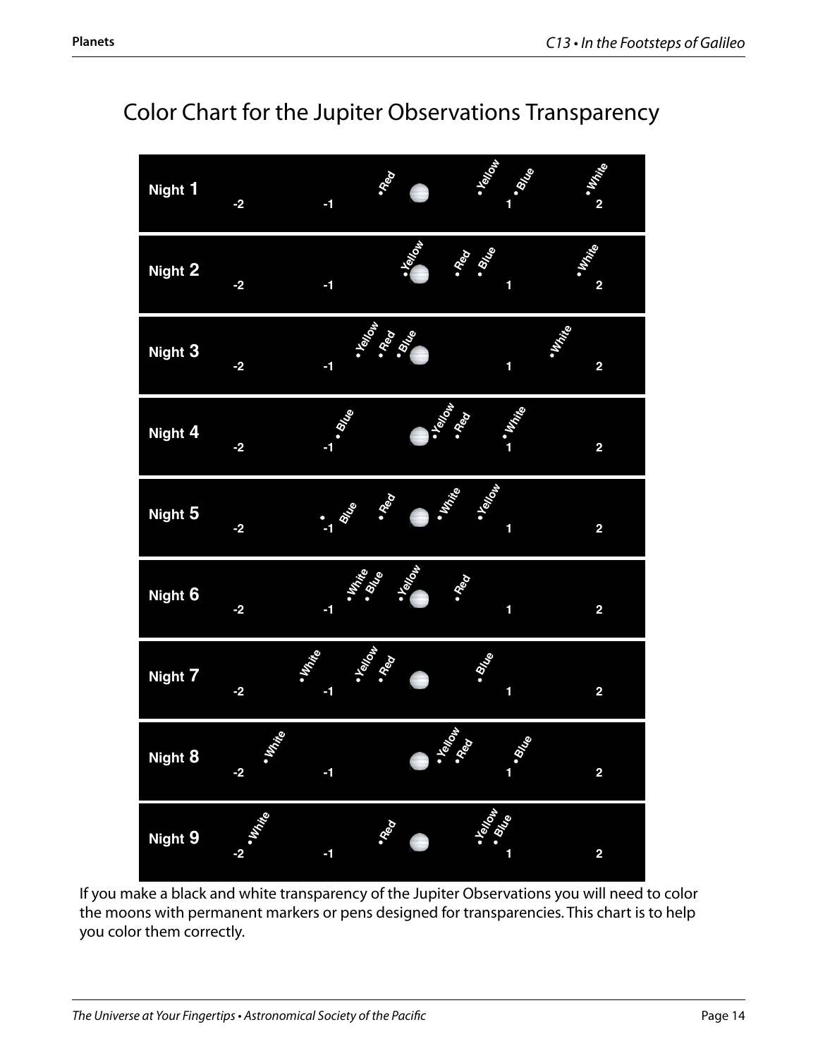# Color Chart for the Jupiter Observations Transparency

| Night | Moon positions (left to right, from -2 to 2) |
| --- | --- |
| Night 1 | Red, [Jupiter], Yellow, Blue, White |
| Night 2 | Yellow, [Jupiter], Red, Blue, White |
| Night 3 | Yellow, Red, Blue, [Jupiter], White |
| Night 4 | Blue, [Jupiter], Yellow, Red, White |
| Night 5 | Blue, Red, [Jupiter], White, Yellow |
| Night 6 | White, Blue, Yellow, [Jupiter], Red |
| Night 7 | White, Yellow, Red, [Jupiter], Blue |
| Night 8 | White, [Jupiter], Yellow, Red, Blue |
| Night 9 | White, Red, [Jupiter], Yellow, Blue |

If you make a black and white transparency of the Jupiter Observations you will need to color the moons with permanent markers or pens designed for transparencies. This chart is to help you color them correctly.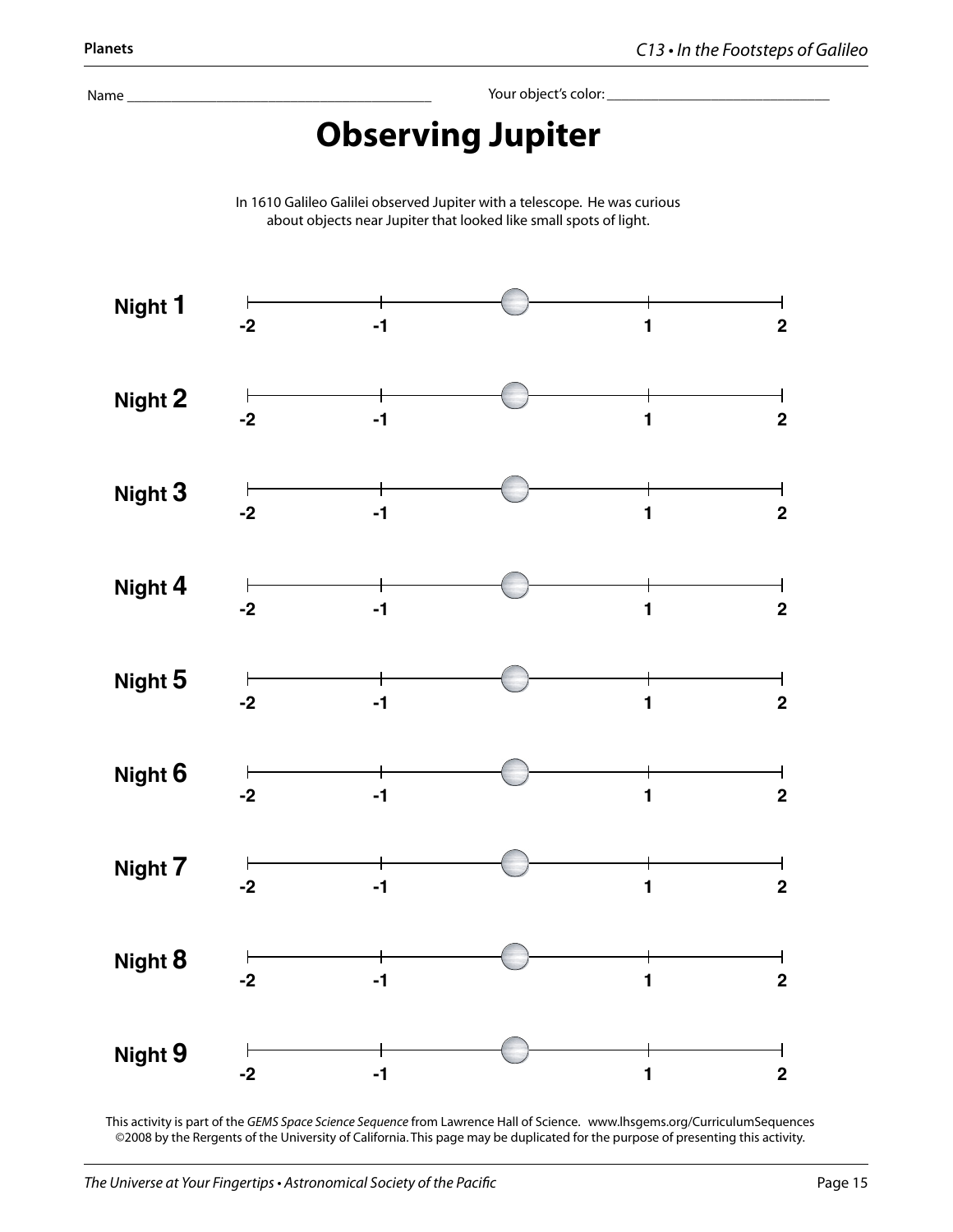Name ________________________________________ Your object's color: ______________________________

# Observing Jupiter

In 1610 Galileo Galilei observed Jupiter with a telescope. He was curious about objects near Jupiter that looked like small spots of light.

**Night 1**

-2 -1 1 2

**Night 2**

-2 -1 1 2

**Night 3**

-2 -1 1 2

**Night 4**

-2 -1 1 2

**Night 5**

-2 -1 1 2

**Night 6**

-2 -1 1 2

**Night 7**

-2 -1 1 2

**Night 8**

-2 -1 1 2

**Night 9**

-2 -1 1 2

This activity is part of the *GEMS Space Science Sequence* from Lawrence Hall of Science. www.lhsgems.org/CurriculumSequences
©2008 by the Rergents of the University of California. This page may be duplicated for the purpose of presenting this activity.